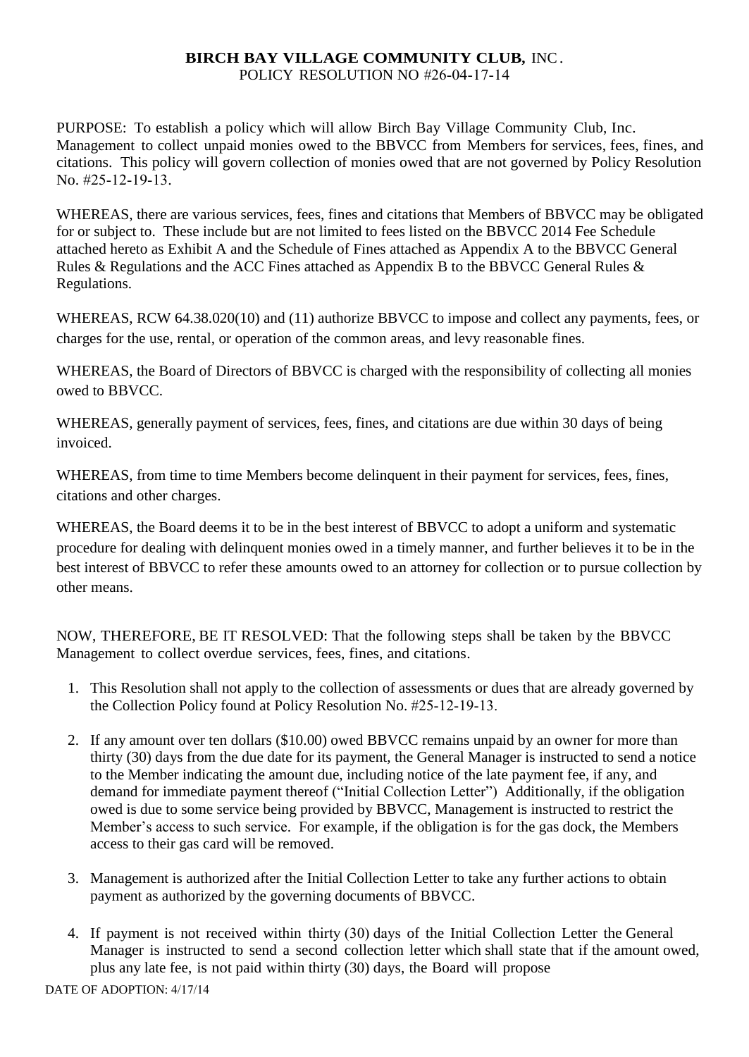**BIRCH BAY VILLAGE COMMUNITY CLUB,** INC.
POLICY RESOLUTION NO #26-04-17-14

PURPOSE: To establish a policy which will allow Birch Bay Village Community Club, Inc. Management to collect unpaid monies owed to the BBVCC from Members for services, fees, fines, and citations. This policy will govern collection of monies owed that are not governed by Policy Resolution No. #25-12-19-13.

WHEREAS, there are various services, fees, fines and citations that Members of BBVCC may be obligated for or subject to. These include but are not limited to fees listed on the BBVCC 2014 Fee Schedule attached hereto as Exhibit A and the Schedule of Fines attached as Appendix A to the BBVCC General Rules & Regulations and the ACC Fines attached as Appendix B to the BBVCC General Rules & Regulations.

WHEREAS, RCW 64.38.020(10) and (11) authorize BBVCC to impose and collect any payments, fees, or charges for the use, rental, or operation of the common areas, and levy reasonable fines.

WHEREAS, the Board of Directors of BBVCC is charged with the responsibility of collecting all monies owed to BBVCC.

WHEREAS, generally payment of services, fees, fines, and citations are due within 30 days of being invoiced.

WHEREAS, from time to time Members become delinquent in their payment for services, fees, fines, citations and other charges.

WHEREAS, the Board deems it to be in the best interest of BBVCC to adopt a uniform and systematic procedure for dealing with delinquent monies owed in a timely manner, and further believes it to be in the best interest of BBVCC to refer these amounts owed to an attorney for collection or to pursue collection by other means.

NOW, THEREFORE, BE IT RESOLVED: That the following steps shall be taken by the BBVCC Management to collect overdue services, fees, fines, and citations.

1. This Resolution shall not apply to the collection of assessments or dues that are already governed by the Collection Policy found at Policy Resolution No. #25-12-19-13.

2. If any amount over ten dollars ($10.00) owed BBVCC remains unpaid by an owner for more than thirty (30) days from the due date for its payment, the General Manager is instructed to send a notice to the Member indicating the amount due, including notice of the late payment fee, if any, and demand for immediate payment thereof ("Initial Collection Letter") Additionally, if the obligation owed is due to some service being provided by BBVCC, Management is instructed to restrict the Member's access to such service. For example, if the obligation is for the gas dock, the Members access to their gas card will be removed.

3. Management is authorized after the Initial Collection Letter to take any further actions to obtain payment as authorized by the governing documents of BBVCC.

4. If payment is not received within thirty (30) days of the Initial Collection Letter the General Manager is instructed to send a second collection letter which shall state that if the amount owed, plus any late fee, is not paid within thirty (30) days, the Board will propose

DATE OF ADOPTION: 4/17/14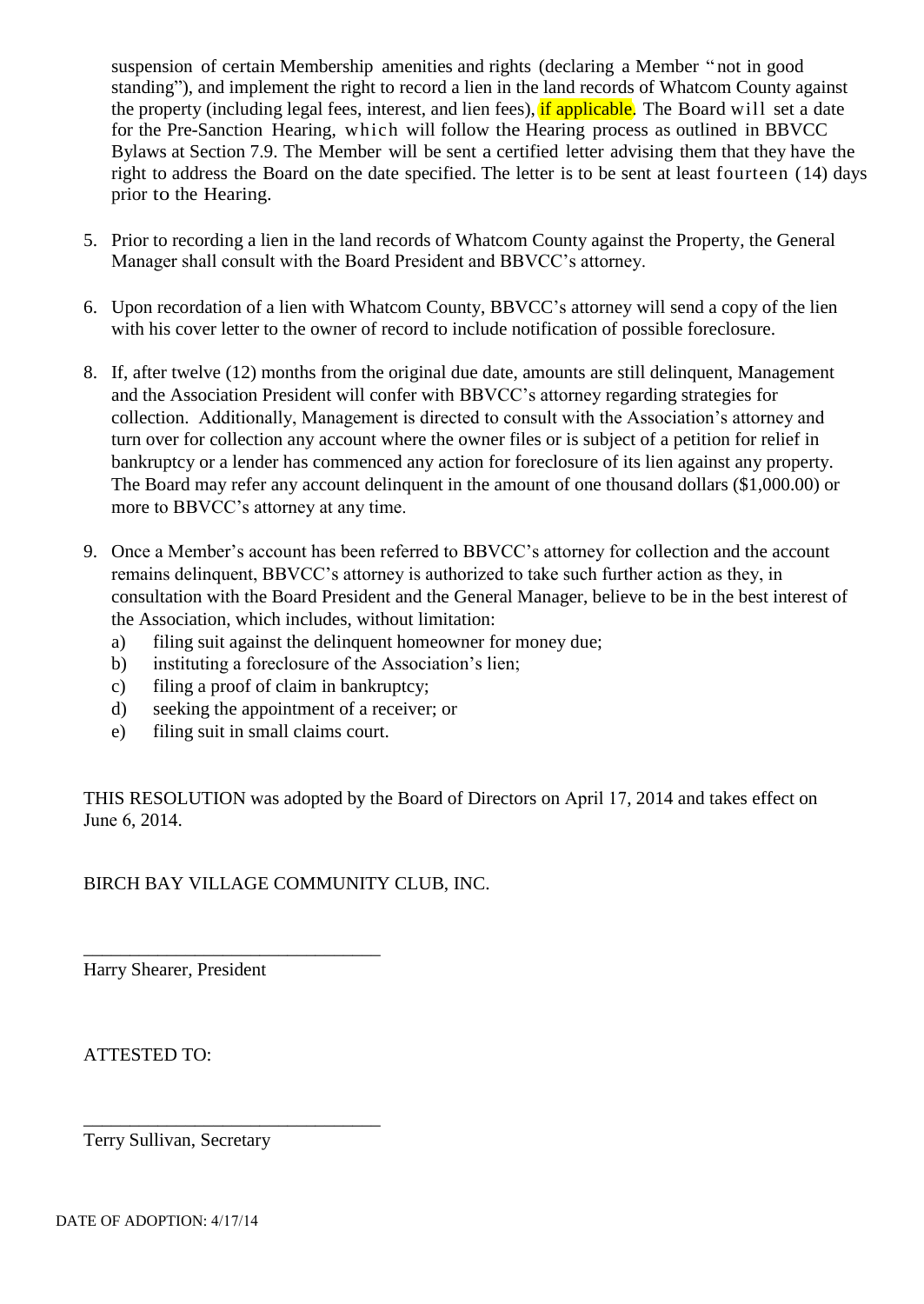suspension of certain Membership amenities and rights (declaring a Member "not in good standing"), and implement the right to record a lien in the land records of Whatcom County against the property (including legal fees, interest, and lien fees), if applicable. The Board will set a date for the Pre-Sanction Hearing, which will follow the Hearing process as outlined in BBVCC Bylaws at Section 7.9. The Member will be sent a certified letter advising them that they have the right to address the Board on the date specified. The letter is to be sent at least fourteen (14) days prior to the Hearing.

5. Prior to recording a lien in the land records of Whatcom County against the Property, the General Manager shall consult with the Board President and BBVCC's attorney.

6. Upon recordation of a lien with Whatcom County, BBVCC's attorney will send a copy of the lien with his cover letter to the owner of record to include notification of possible foreclosure.

8. If, after twelve (12) months from the original due date, amounts are still delinquent, Management and the Association President will confer with BBVCC's attorney regarding strategies for collection. Additionally, Management is directed to consult with the Association's attorney and turn over for collection any account where the owner files or is subject of a petition for relief in bankruptcy or a lender has commenced any action for foreclosure of its lien against any property. The Board may refer any account delinquent in the amount of one thousand dollars ($1,000.00) or more to BBVCC's attorney at any time.

9. Once a Member's account has been referred to BBVCC's attorney for collection and the account remains delinquent, BBVCC's attorney is authorized to take such further action as they, in consultation with the Board President and the General Manager, believe to be in the best interest of the Association, which includes, without limitation:
   a) filing suit against the delinquent homeowner for money due;
   b) instituting a foreclosure of the Association's lien;
   c) filing a proof of claim in bankruptcy;
   d) seeking the appointment of a receiver; or
   e) filing suit in small claims court.

THIS RESOLUTION was adopted by the Board of Directors on April 17, 2014 and takes effect on June 6, 2014.

BIRCH BAY VILLAGE COMMUNITY CLUB, INC.

________________________________
Harry Shearer, President

ATTESTED TO:

________________________________
Terry Sullivan, Secretary

DATE OF ADOPTION: 4/17/14